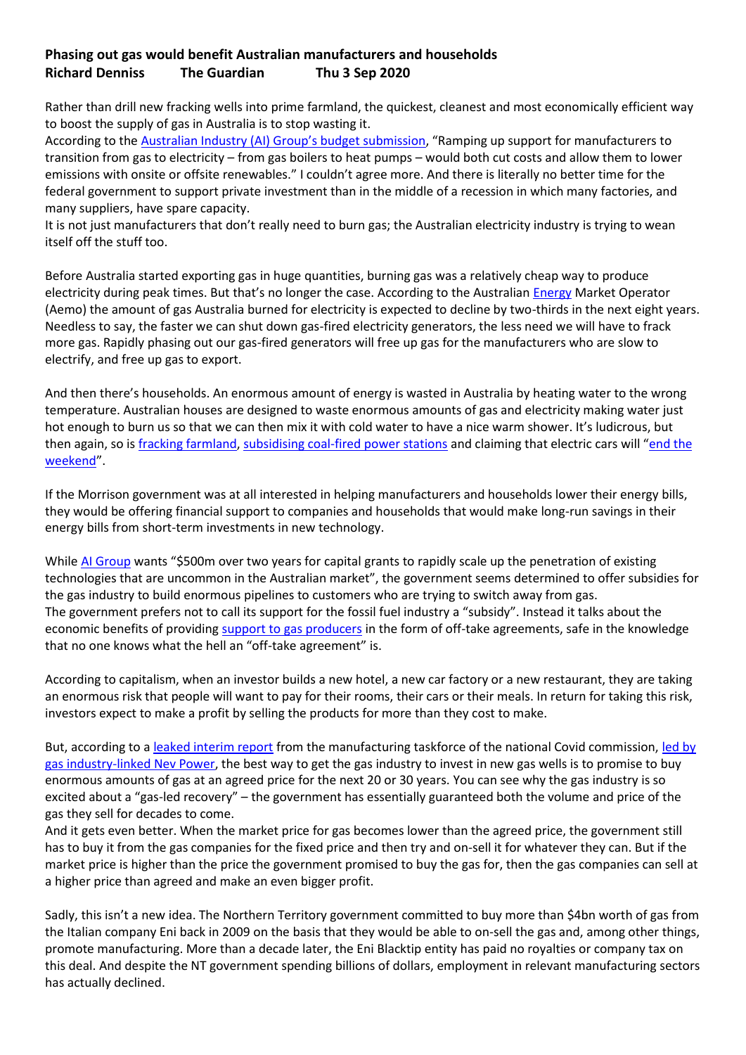**Phasing out gas would benefit Australian manufacturers and households**
**Richard Denniss The Guardian Thu 3 Sep 2020**

Rather than drill new fracking wells into prime farmland, the quickest, cleanest and most economically efficient way to boost the supply of gas in Australia is to stop wasting it.
According to the Australian Industry (AI) Group's budget submission, "Ramping up support for manufacturers to transition from gas to electricity – from gas boilers to heat pumps – would both cut costs and allow them to lower emissions with onsite or offsite renewables." I couldn't agree more. And there is literally no better time for the federal government to support private investment than in the middle of a recession in which many factories, and many suppliers, have spare capacity.
It is not just manufacturers that don't really need to burn gas; the Australian electricity industry is trying to wean itself off the stuff too.

Before Australia started exporting gas in huge quantities, burning gas was a relatively cheap way to produce electricity during peak times. But that's no longer the case. According to the Australian Energy Market Operator (Aemo) the amount of gas Australia burned for electricity is expected to decline by two-thirds in the next eight years. Needless to say, the faster we can shut down gas-fired electricity generators, the less need we will have to frack more gas. Rapidly phasing out our gas-fired generators will free up gas for the manufacturers who are slow to electrify, and free up gas to export.

And then there's households. An enormous amount of energy is wasted in Australia by heating water to the wrong temperature. Australian houses are designed to waste enormous amounts of gas and electricity making water just hot enough to burn us so that we can then mix it with cold water to have a nice warm shower. It's ludicrous, but then again, so is fracking farmland, subsidising coal-fired power stations and claiming that electric cars will "end the weekend".

If the Morrison government was at all interested in helping manufacturers and households lower their energy bills, they would be offering financial support to companies and households that would make long-run savings in their energy bills from short-term investments in new technology.

While AI Group wants "$500m over two years for capital grants to rapidly scale up the penetration of existing technologies that are uncommon in the Australian market", the government seems determined to offer subsidies for the gas industry to build enormous pipelines to customers who are trying to switch away from gas.
The government prefers not to call its support for the fossil fuel industry a "subsidy". Instead it talks about the economic benefits of providing support to gas producers in the form of off-take agreements, safe in the knowledge that no one knows what the hell an "off-take agreement" is.

According to capitalism, when an investor builds a new hotel, a new car factory or a new restaurant, they are taking an enormous risk that people will want to pay for their rooms, their cars or their meals. In return for taking this risk, investors expect to make a profit by selling the products for more than they cost to make.

But, according to a leaked interim report from the manufacturing taskforce of the national Covid commission, led by gas industry-linked Nev Power, the best way to get the gas industry to invest in new gas wells is to promise to buy enormous amounts of gas at an agreed price for the next 20 or 30 years. You can see why the gas industry is so excited about a "gas-led recovery" – the government has essentially guaranteed both the volume and price of the gas they sell for decades to come.
And it gets even better. When the market price for gas becomes lower than the agreed price, the government still has to buy it from the gas companies for the fixed price and then try and on-sell it for whatever they can. But if the market price is higher than the price the government promised to buy the gas for, then the gas companies can sell at a higher price than agreed and make an even bigger profit.

Sadly, this isn't a new idea. The Northern Territory government committed to buy more than $4bn worth of gas from the Italian company Eni back in 2009 on the basis that they would be able to on-sell the gas and, among other things, promote manufacturing. More than a decade later, the Eni Blacktip entity has paid no royalties or company tax on this deal. And despite the NT government spending billions of dollars, employment in relevant manufacturing sectors has actually declined.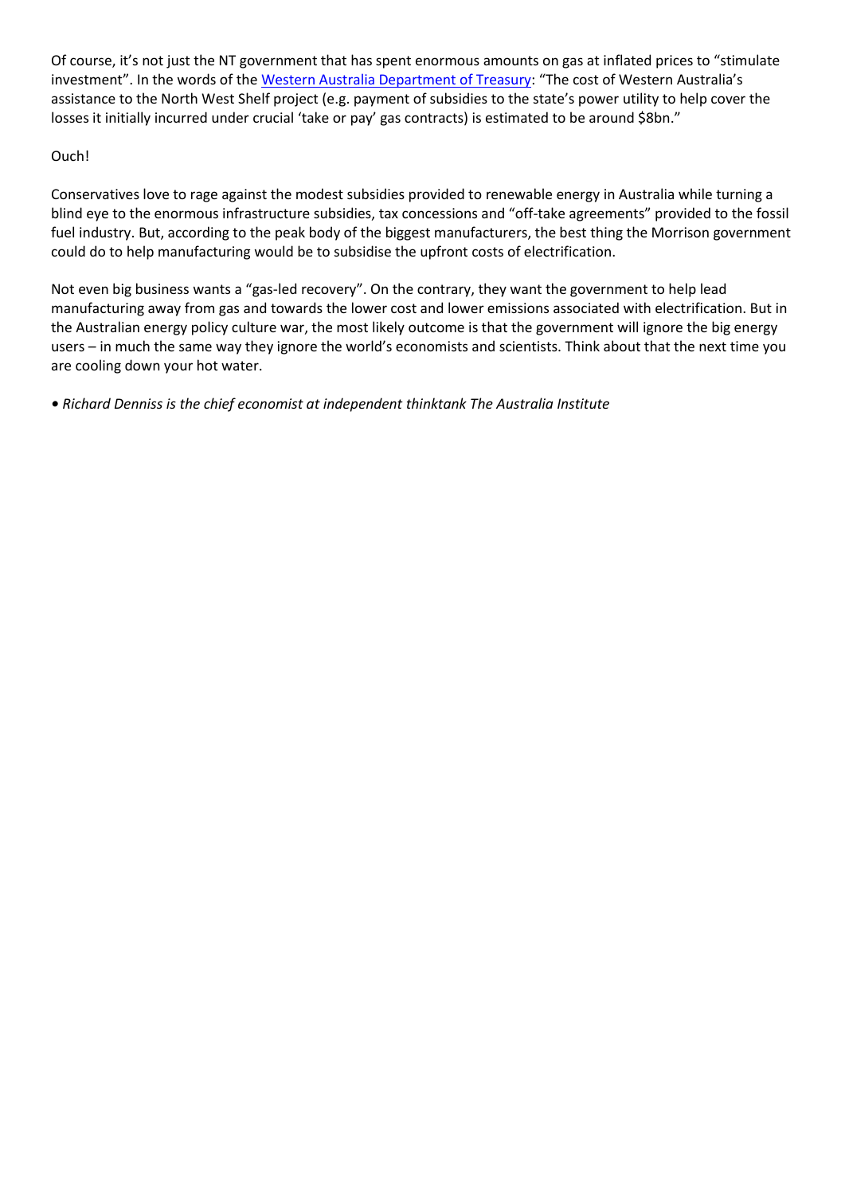Of course, it's not just the NT government that has spent enormous amounts on gas at inflated prices to "stimulate investment". In the words of the Western Australia Department of Treasury: "The cost of Western Australia's assistance to the North West Shelf project (e.g. payment of subsidies to the state's power utility to help cover the losses it initially incurred under crucial 'take or pay' gas contracts) is estimated to be around $8bn."

Ouch!

Conservatives love to rage against the modest subsidies provided to renewable energy in Australia while turning a blind eye to the enormous infrastructure subsidies, tax concessions and "off-take agreements" provided to the fossil fuel industry. But, according to the peak body of the biggest manufacturers, the best thing the Morrison government could do to help manufacturing would be to subsidise the upfront costs of electrification.

Not even big business wants a "gas-led recovery". On the contrary, they want the government to help lead manufacturing away from gas and towards the lower cost and lower emissions associated with electrification. But in the Australian energy policy culture war, the most likely outcome is that the government will ignore the big energy users – in much the same way they ignore the world's economists and scientists. Think about that the next time you are cooling down your hot water.

*• Richard Denniss is the chief economist at independent thinktank The Australia Institute*